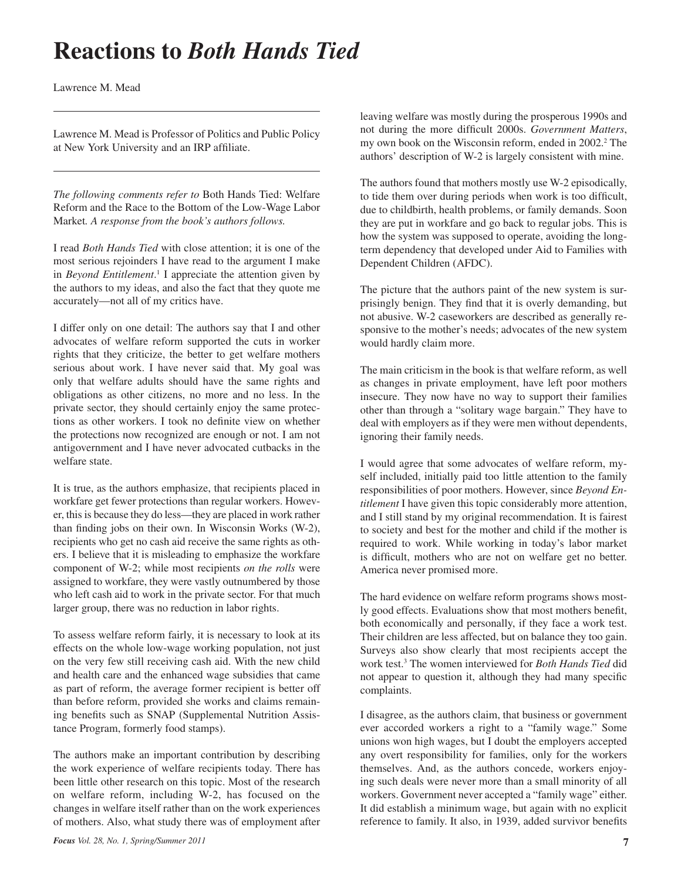# Reactions to *Both Hands Tied*

Lawrence M. Mead

Lawrence M. Mead is Professor of Politics and Public Policy at New York University and an IRP affiliate.

*The following comments refer to* Both Hands Tied: Welfare Reform and the Race to the Bottom of the Low-Wage Labor Market. *A response from the book's authors follows.*

I read *Both Hands Tied* with close attention; it is one of the most serious rejoinders I have read to the argument I make in *Beyond Entitlement*.[1] I appreciate the attention given by the authors to my ideas, and also the fact that they quote me accurately—not all of my critics have.

I differ only on one detail: The authors say that I and other advocates of welfare reform supported the cuts in worker rights that they criticize, the better to get welfare mothers serious about work. I have never said that. My goal was only that welfare adults should have the same rights and obligations as other citizens, no more and no less. In the private sector, they should certainly enjoy the same protections as other workers. I took no definite view on whether the protections now recognized are enough or not. I am not antigovernment and I have never advocated cutbacks in the welfare state.

It is true, as the authors emphasize, that recipients placed in workfare get fewer protections than regular workers. However, this is because they do less—they are placed in work rather than finding jobs on their own. In Wisconsin Works (W-2), recipients who get no cash aid receive the same rights as others. I believe that it is misleading to emphasize the workfare component of W-2; while most recipients *on the rolls* were assigned to workfare, they were vastly outnumbered by those who left cash aid to work in the private sector. For that much larger group, there was no reduction in labor rights.

To assess welfare reform fairly, it is necessary to look at its effects on the whole low-wage working population, not just on the very few still receiving cash aid. With the new child and health care and the enhanced wage subsidies that came as part of reform, the average former recipient is better off than before reform, provided she works and claims remaining benefits such as SNAP (Supplemental Nutrition Assistance Program, formerly food stamps).

The authors make an important contribution by describing the work experience of welfare recipients today. There has been little other research on this topic. Most of the research on welfare reform, including W-2, has focused on the changes in welfare itself rather than on the work experiences of mothers. Also, what study there was of employment after leaving welfare was mostly during the prosperous 1990s and not during the more difficult 2000s. *Government Matters*, my own book on the Wisconsin reform, ended in 2002.[2] The authors' description of W-2 is largely consistent with mine.

The authors found that mothers mostly use W-2 episodically, to tide them over during periods when work is too difficult, due to childbirth, health problems, or family demands. Soon they are put in workfare and go back to regular jobs. This is how the system was supposed to operate, avoiding the long-term dependency that developed under Aid to Families with Dependent Children (AFDC).

The picture that the authors paint of the new system is surprisingly benign. They find that it is overly demanding, but not abusive. W-2 caseworkers are described as generally responsive to the mother's needs; advocates of the new system would hardly claim more.

The main criticism in the book is that welfare reform, as well as changes in private employment, have left poor mothers insecure. They now have no way to support their families other than through a "solitary wage bargain." They have to deal with employers as if they were men without dependents, ignoring their family needs.

I would agree that some advocates of welfare reform, myself included, initially paid too little attention to the family responsibilities of poor mothers. However, since *Beyond Entitlement* I have given this topic considerably more attention, and I still stand by my original recommendation. It is fairest to society and best for the mother and child if the mother is required to work. While working in today's labor market is difficult, mothers who are not on welfare get no better. America never promised more.

The hard evidence on welfare reform programs shows mostly good effects. Evaluations show that most mothers benefit, both economically and personally, if they face a work test. Their children are less affected, but on balance they too gain. Surveys also show clearly that most recipients accept the work test.[3] The women interviewed for *Both Hands Tied* did not appear to question it, although they had many specific complaints.

I disagree, as the authors claim, that business or government ever accorded workers a right to a "family wage." Some unions won high wages, but I doubt the employers accepted any overt responsibility for families, only for the workers themselves. And, as the authors concede, workers enjoying such deals were never more than a small minority of all workers. Government never accepted a "family wage" either. It did establish a minimum wage, but again with no explicit reference to family. It also, in 1939, added survivor benefits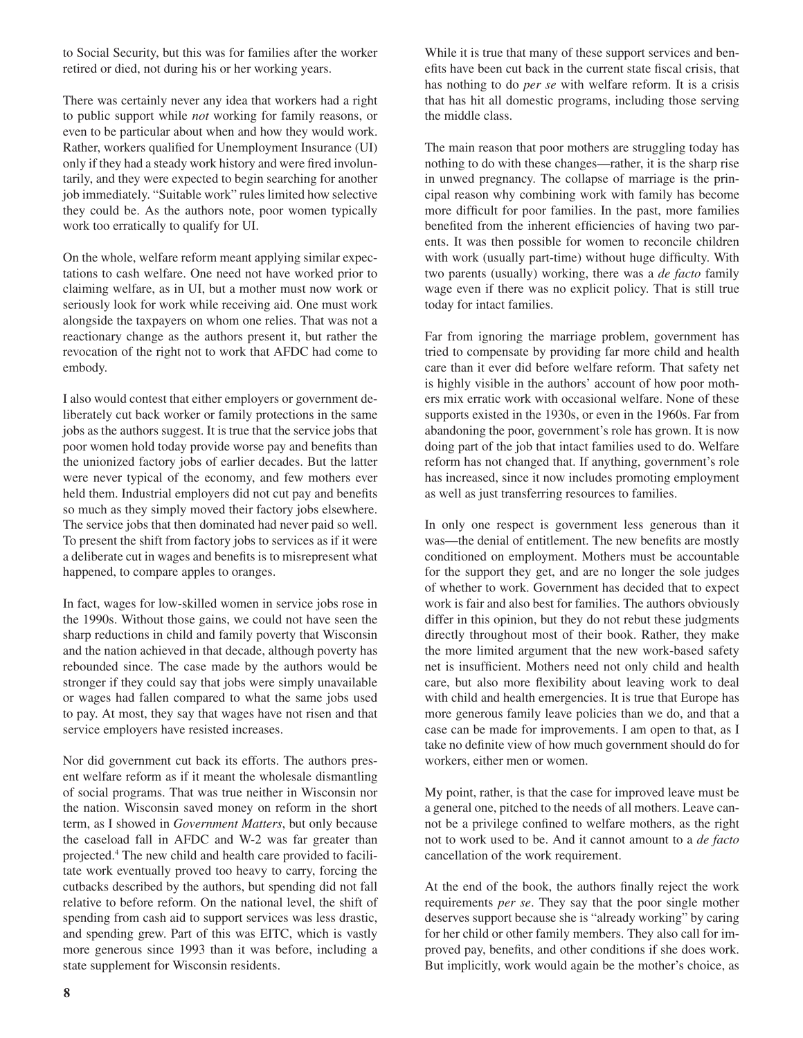to Social Security, but this was for families after the worker retired or died, not during his or her working years.

There was certainly never any idea that workers had a right to public support while *not* working for family reasons, or even to be particular about when and how they would work. Rather, workers qualified for Unemployment Insurance (UI) only if they had a steady work history and were fired involuntarily, and they were expected to begin searching for another job immediately. "Suitable work" rules limited how selective they could be. As the authors note, poor women typically work too erratically to qualify for UI.

On the whole, welfare reform meant applying similar expectations to cash welfare. One need not have worked prior to claiming welfare, as in UI, but a mother must now work or seriously look for work while receiving aid. One must work alongside the taxpayers on whom one relies. That was not a reactionary change as the authors present it, but rather the revocation of the right not to work that AFDC had come to embody.

I also would contest that either employers or government deliberately cut back worker or family protections in the same jobs as the authors suggest. It is true that the service jobs that poor women hold today provide worse pay and benefits than the unionized factory jobs of earlier decades. But the latter were never typical of the economy, and few mothers ever held them. Industrial employers did not cut pay and benefits so much as they simply moved their factory jobs elsewhere. The service jobs that then dominated had never paid so well. To present the shift from factory jobs to services as if it were a deliberate cut in wages and benefits is to misrepresent what happened, to compare apples to oranges.

In fact, wages for low-skilled women in service jobs rose in the 1990s. Without those gains, we could not have seen the sharp reductions in child and family poverty that Wisconsin and the nation achieved in that decade, although poverty has rebounded since. The case made by the authors would be stronger if they could say that jobs were simply unavailable or wages had fallen compared to what the same jobs used to pay. At most, they say that wages have not risen and that service employers have resisted increases.

Nor did government cut back its efforts. The authors present welfare reform as if it meant the wholesale dismantling of social programs. That was true neither in Wisconsin nor the nation. Wisconsin saved money on reform in the short term, as I showed in *Government Matters*, but only because the caseload fall in AFDC and W-2 was far greater than projected.[4] The new child and health care provided to facilitate work eventually proved too heavy to carry, forcing the cutbacks described by the authors, but spending did not fall relative to before reform. On the national level, the shift of spending from cash aid to support services was less drastic, and spending grew. Part of this was EITC, which is vastly more generous since 1993 than it was before, including a state supplement for Wisconsin residents.

While it is true that many of these support services and benefits have been cut back in the current state fiscal crisis, that has nothing to do *per se* with welfare reform. It is a crisis that has hit all domestic programs, including those serving the middle class.

The main reason that poor mothers are struggling today has nothing to do with these changes—rather, it is the sharp rise in unwed pregnancy. The collapse of marriage is the principal reason why combining work with family has become more difficult for poor families. In the past, more families benefited from the inherent efficiencies of having two parents. It was then possible for women to reconcile children with work (usually part-time) without huge difficulty. With two parents (usually) working, there was a *de facto* family wage even if there was no explicit policy. That is still true today for intact families.

Far from ignoring the marriage problem, government has tried to compensate by providing far more child and health care than it ever did before welfare reform. That safety net is highly visible in the authors' account of how poor mothers mix erratic work with occasional welfare. None of these supports existed in the 1930s, or even in the 1960s. Far from abandoning the poor, government's role has grown. It is now doing part of the job that intact families used to do. Welfare reform has not changed that. If anything, government's role has increased, since it now includes promoting employment as well as just transferring resources to families.

In only one respect is government less generous than it was—the denial of entitlement. The new benefits are mostly conditioned on employment. Mothers must be accountable for the support they get, and are no longer the sole judges of whether to work. Government has decided that to expect work is fair and also best for families. The authors obviously differ in this opinion, but they do not rebut these judgments directly throughout most of their book. Rather, they make the more limited argument that the new work-based safety net is insufficient. Mothers need not only child and health care, but also more flexibility about leaving work to deal with child and health emergencies. It is true that Europe has more generous family leave policies than we do, and that a case can be made for improvements. I am open to that, as I take no definite view of how much government should do for workers, either men or women.

My point, rather, is that the case for improved leave must be a general one, pitched to the needs of all mothers. Leave cannot be a privilege confined to welfare mothers, as the right not to work used to be. And it cannot amount to a *de facto* cancellation of the work requirement.

At the end of the book, the authors finally reject the work requirements *per se*. They say that the poor single mother deserves support because she is "already working" by caring for her child or other family members. They also call for improved pay, benefits, and other conditions if she does work. But implicitly, work would again be the mother's choice, as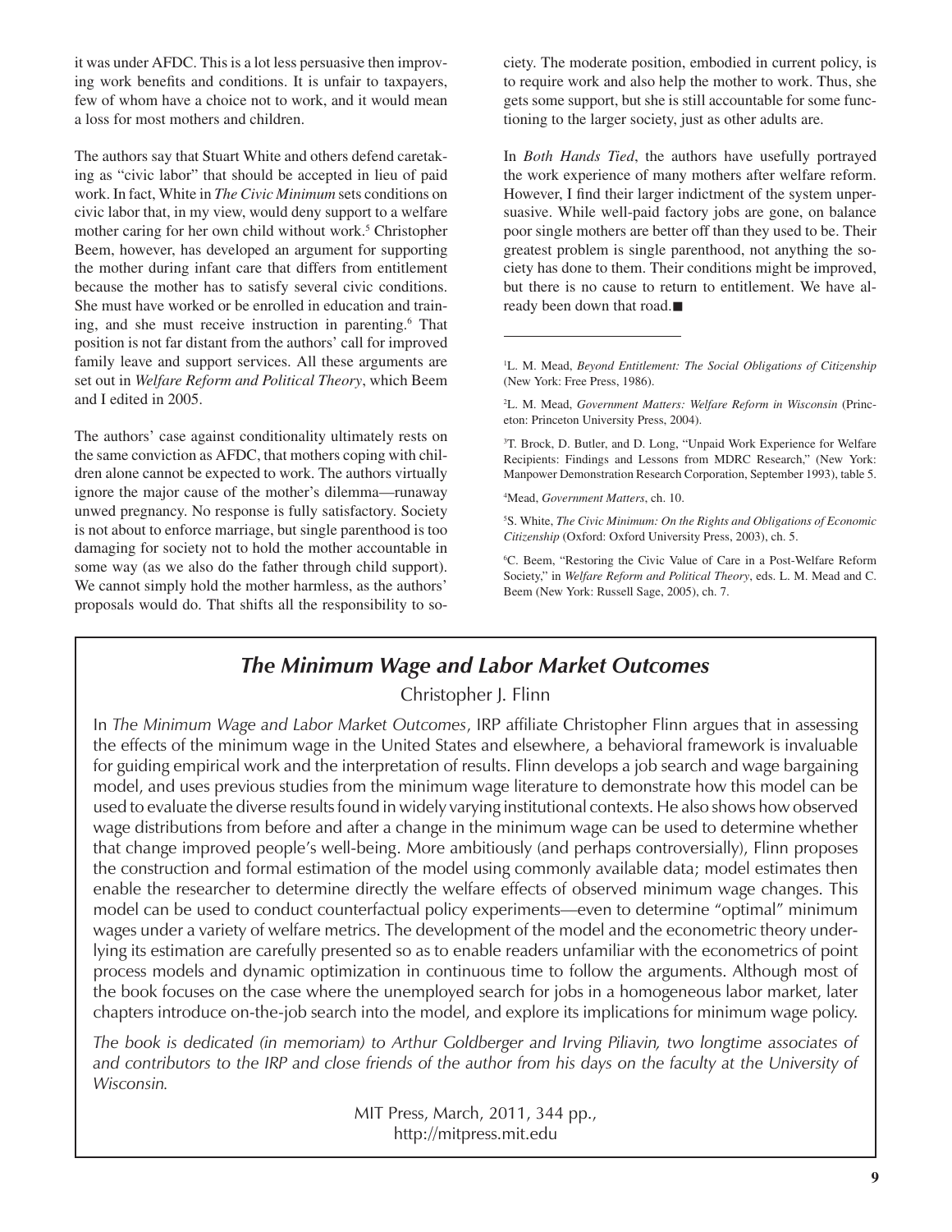it was under AFDC. This is a lot less persuasive then improving work benefits and conditions. It is unfair to taxpayers, few of whom have a choice not to work, and it would mean a loss for most mothers and children.

The authors say that Stuart White and others defend caretaking as "civic labor" that should be accepted in lieu of paid work. In fact, White in *The Civic Minimum* sets conditions on civic labor that, in my view, would deny support to a welfare mother caring for her own child without work.[5] Christopher Beem, however, has developed an argument for supporting the mother during infant care that differs from entitlement because the mother has to satisfy several civic conditions. She must have worked or be enrolled in education and training, and she must receive instruction in parenting.[6] That position is not far distant from the authors' call for improved family leave and support services. All these arguments are set out in *Welfare Reform and Political Theory*, which Beem and I edited in 2005.

The authors' case against conditionality ultimately rests on the same conviction as AFDC, that mothers coping with children alone cannot be expected to work. The authors virtually ignore the major cause of the mother's dilemma—runaway unwed pregnancy. No response is fully satisfactory. Society is not about to enforce marriage, but single parenthood is too damaging for society not to hold the mother accountable in some way (as we also do the father through child support). We cannot simply hold the mother harmless, as the authors' proposals would do. That shifts all the responsibility to society. The moderate position, embodied in current policy, is to require work and also help the mother to work. Thus, she gets some support, but she is still accountable for some functioning to the larger society, just as other adults are.

In *Both Hands Tied*, the authors have usefully portrayed the work experience of many mothers after welfare reform. However, I find their larger indictment of the system unpersuasive. While well-paid factory jobs are gone, on balance poor single mothers are better off than they used to be. Their greatest problem is single parenthood, not anything the society has done to them. Their conditions might be improved, but there is no cause to return to entitlement. We have already been down that road.■

---

[1]L. M. Mead, *Beyond Entitlement: The Social Obligations of Citizenship* (New York: Free Press, 1986).

[2]L. M. Mead, *Government Matters: Welfare Reform in Wisconsin* (Princeton: Princeton University Press, 2004).

[3]T. Brock, D. Butler, and D. Long, "Unpaid Work Experience for Welfare Recipients: Findings and Lessons from MDRC Research," (New York: Manpower Demonstration Research Corporation, September 1993), table 5.

[4]Mead, *Government Matters*, ch. 10.

[5]S. White, *The Civic Minimum: On the Rights and Obligations of Economic Citizenship* (Oxford: Oxford University Press, 2003), ch. 5.

[6]C. Beem, "Restoring the Civic Value of Care in a Post-Welfare Reform Society," in *Welfare Reform and Political Theory*, eds. L. M. Mead and C. Beem (New York: Russell Sage, 2005), ch. 7.

## *The Minimum Wage and Labor Market Outcomes*

Christopher J. Flinn

In *The Minimum Wage and Labor Market Outcomes*, IRP affiliate Christopher Flinn argues that in assessing the effects of the minimum wage in the United States and elsewhere, a behavioral framework is invaluable for guiding empirical work and the interpretation of results. Flinn develops a job search and wage bargaining model, and uses previous studies from the minimum wage literature to demonstrate how this model can be used to evaluate the diverse results found in widely varying institutional contexts. He also shows how observed wage distributions from before and after a change in the minimum wage can be used to determine whether that change improved people's well-being. More ambitiously (and perhaps controversially), Flinn proposes the construction and formal estimation of the model using commonly available data; model estimates then enable the researcher to determine directly the welfare effects of observed minimum wage changes. This model can be used to conduct counterfactual policy experiments—even to determine "optimal" minimum wages under a variety of welfare metrics. The development of the model and the econometric theory underlying its estimation are carefully presented so as to enable readers unfamiliar with the econometrics of point process models and dynamic optimization in continuous time to follow the arguments. Although most of the book focuses on the case where the unemployed search for jobs in a homogeneous labor market, later chapters introduce on-the-job search into the model, and explore its implications for minimum wage policy.

*The book is dedicated (in memoriam) to Arthur Goldberger and Irving Piliavin, two longtime associates of and contributors to the IRP and close friends of the author from his days on the faculty at the University of Wisconsin.*

MIT Press, March, 2011, 344 pp.,
http://mitpress.mit.edu